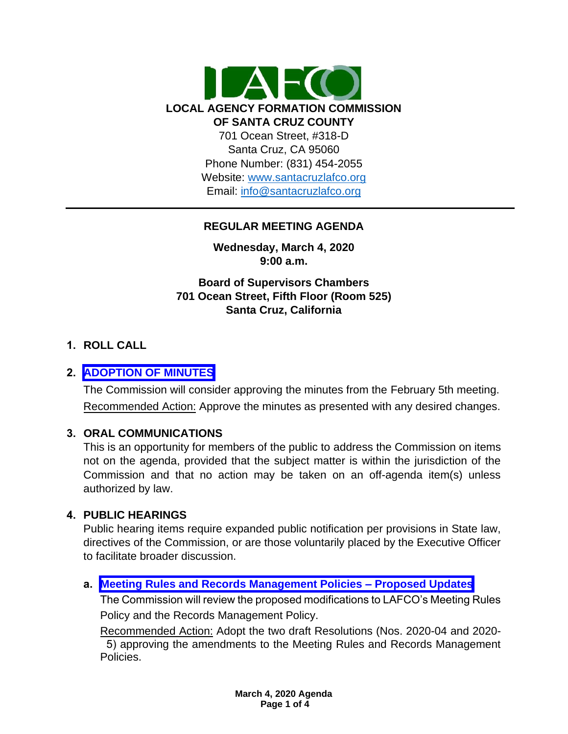# LOCAL AGENCY FORMATION COMMISSION OF SANTA CRUZ COUNTY

701 Ocean Street, #318-D
Santa Cruz, CA 95060
Phone Number: (831) 454-2055
Website: www.santacruzlafco.org
Email: info@santacruzlafco.org

---

## REGULAR MEETING AGENDA

**Wednesday, March 4, 2020**
**9:00 a.m.**

**Board of Supervisors Chambers**
**701 Ocean Street, Fifth Floor (Room 525)**
**Santa Cruz, California**

### 1. ROLL CALL

### 2. ADOPTION OF MINUTES

The Commission will consider approving the minutes from the February 5th meeting.

Recommended Action: Approve the minutes as presented with any desired changes.

### 3. ORAL COMMUNICATIONS

This is an opportunity for members of the public to address the Commission on items not on the agenda, provided that the subject matter is within the jurisdiction of the Commission and that no action may be taken on an off-agenda item(s) unless authorized by law.

### 4. PUBLIC HEARINGS

Public hearing items require expanded public notification per provisions in State law, directives of the Commission, or are those voluntarily placed by the Executive Officer to facilitate broader discussion.

**a. Meeting Rules and Records Management Policies – Proposed Updates**

The Commission will review the proposed modifications to LAFCO's Meeting Rules Policy and the Records Management Policy.

Recommended Action: Adopt the two draft Resolutions (Nos. 2020-04 and 2020-5) approving the amendments to the Meeting Rules and Records Management Policies.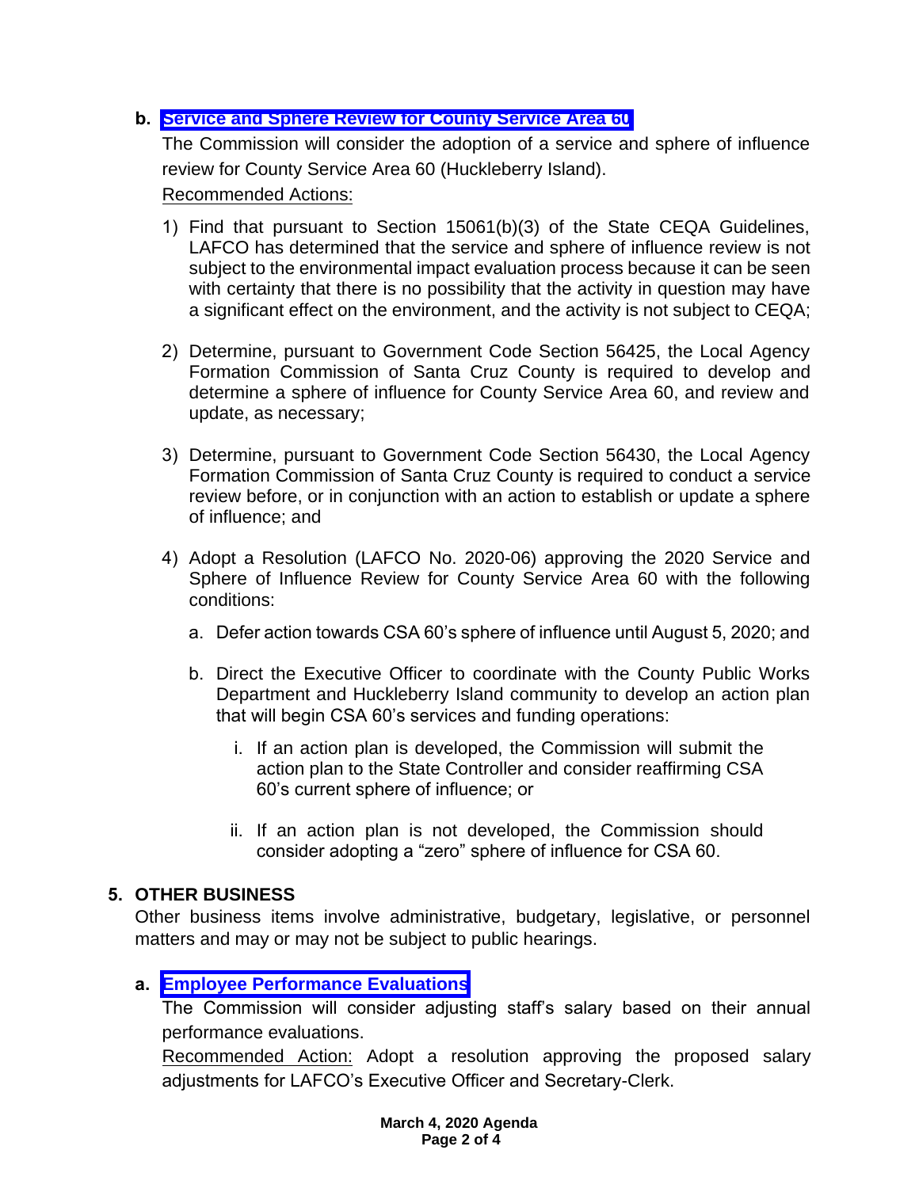**b. Service and Sphere Review for County Service Area 60**

The Commission will consider the adoption of a service and sphere of influence review for County Service Area 60 (Huckleberry Island).

Recommended Actions:

1) Find that pursuant to Section 15061(b)(3) of the State CEQA Guidelines, LAFCO has determined that the service and sphere of influence review is not subject to the environmental impact evaluation process because it can be seen with certainty that there is no possibility that the activity in question may have a significant effect on the environment, and the activity is not subject to CEQA;

2) Determine, pursuant to Government Code Section 56425, the Local Agency Formation Commission of Santa Cruz County is required to develop and determine a sphere of influence for County Service Area 60, and review and update, as necessary;

3) Determine, pursuant to Government Code Section 56430, the Local Agency Formation Commission of Santa Cruz County is required to conduct a service review before, or in conjunction with an action to establish or update a sphere of influence; and

4) Adopt a Resolution (LAFCO No. 2020-06) approving the 2020 Service and Sphere of Influence Review for County Service Area 60 with the following conditions:

   a. Defer action towards CSA 60's sphere of influence until August 5, 2020; and

   b. Direct the Executive Officer to coordinate with the County Public Works Department and Huckleberry Island community to develop an action plan that will begin CSA 60's services and funding operations:

      i. If an action plan is developed, the Commission will submit the action plan to the State Controller and consider reaffirming CSA 60's current sphere of influence; or

      ii. If an action plan is not developed, the Commission should consider adopting a "zero" sphere of influence for CSA 60.

## 5. OTHER BUSINESS

Other business items involve administrative, budgetary, legislative, or personnel matters and may or may not be subject to public hearings.

**a. Employee Performance Evaluations**

The Commission will consider adjusting staff's salary based on their annual performance evaluations.

Recommended Action: Adopt a resolution approving the proposed salary adjustments for LAFCO's Executive Officer and Secretary-Clerk.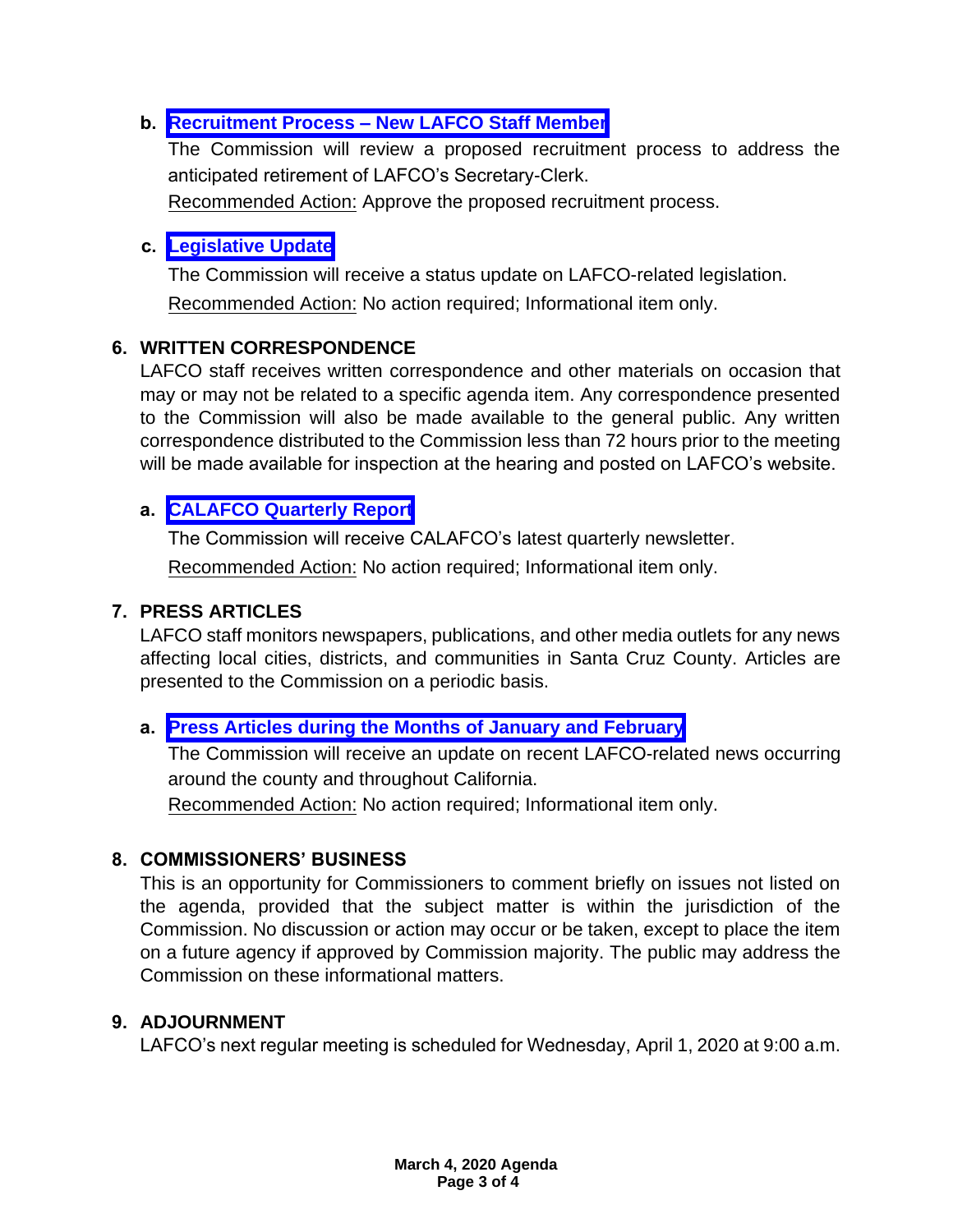**b. Recruitment Process – New LAFCO Staff Member**

The Commission will review a proposed recruitment process to address the anticipated retirement of LAFCO's Secretary-Clerk.

Recommended Action: Approve the proposed recruitment process.

**c. Legislative Update**

The Commission will receive a status update on LAFCO-related legislation.

Recommended Action: No action required; Informational item only.

## 6. WRITTEN CORRESPONDENCE

LAFCO staff receives written correspondence and other materials on occasion that may or may not be related to a specific agenda item. Any correspondence presented to the Commission will also be made available to the general public. Any written correspondence distributed to the Commission less than 72 hours prior to the meeting will be made available for inspection at the hearing and posted on LAFCO's website.

**a. CALAFCO Quarterly Report**

The Commission will receive CALAFCO's latest quarterly newsletter.

Recommended Action: No action required; Informational item only.

## 7. PRESS ARTICLES

LAFCO staff monitors newspapers, publications, and other media outlets for any news affecting local cities, districts, and communities in Santa Cruz County. Articles are presented to the Commission on a periodic basis.

**a. Press Articles during the Months of January and February**

The Commission will receive an update on recent LAFCO-related news occurring around the county and throughout California.

Recommended Action: No action required; Informational item only.

## 8. COMMISSIONERS' BUSINESS

This is an opportunity for Commissioners to comment briefly on issues not listed on the agenda, provided that the subject matter is within the jurisdiction of the Commission. No discussion or action may occur or be taken, except to place the item on a future agency if approved by Commission majority. The public may address the Commission on these informational matters.

## 9. ADJOURNMENT

LAFCO's next regular meeting is scheduled for Wednesday, April 1, 2020 at 9:00 a.m.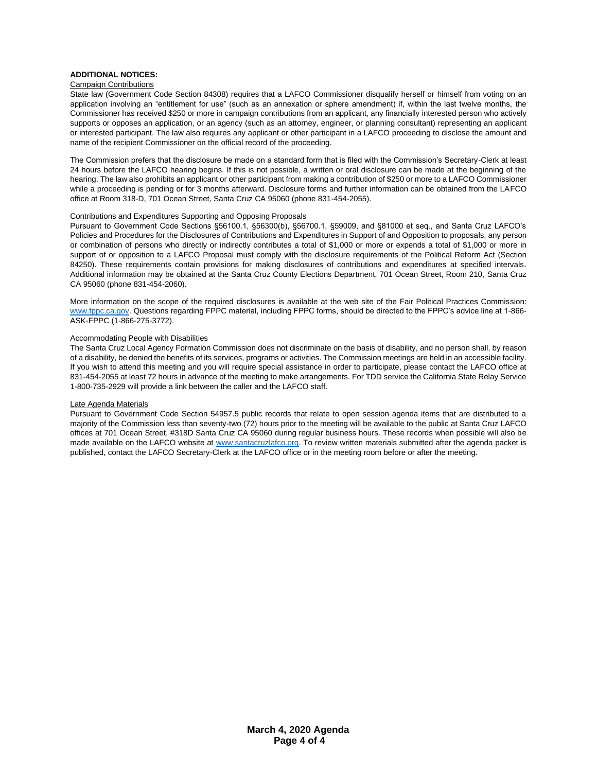**ADDITIONAL NOTICES:**

Campaign Contributions

State law (Government Code Section 84308) requires that a LAFCO Commissioner disqualify herself or himself from voting on an application involving an "entitlement for use" (such as an annexation or sphere amendment) if, within the last twelve months, the Commissioner has received $250 or more in campaign contributions from an applicant, any financially interested person who actively supports or opposes an application, or an agency (such as an attorney, engineer, or planning consultant) representing an applicant or interested participant. The law also requires any applicant or other participant in a LAFCO proceeding to disclose the amount and name of the recipient Commissioner on the official record of the proceeding.

The Commission prefers that the disclosure be made on a standard form that is filed with the Commission's Secretary-Clerk at least 24 hours before the LAFCO hearing begins. If this is not possible, a written or oral disclosure can be made at the beginning of the hearing. The law also prohibits an applicant or other participant from making a contribution of $250 or more to a LAFCO Commissioner while a proceeding is pending or for 3 months afterward. Disclosure forms and further information can be obtained from the LAFCO office at Room 318-D, 701 Ocean Street, Santa Cruz CA 95060 (phone 831-454-2055).

Contributions and Expenditures Supporting and Opposing Proposals

Pursuant to Government Code Sections §56100.1, §56300(b), §56700.1, §59009, and §81000 et seq., and Santa Cruz LAFCO's Policies and Procedures for the Disclosures of Contributions and Expenditures in Support of and Opposition to proposals, any person or combination of persons who directly or indirectly contributes a total of $1,000 or more or expends a total of $1,000 or more in support of or opposition to a LAFCO Proposal must comply with the disclosure requirements of the Political Reform Act (Section 84250). These requirements contain provisions for making disclosures of contributions and expenditures at specified intervals. Additional information may be obtained at the Santa Cruz County Elections Department, 701 Ocean Street, Room 210, Santa Cruz CA 95060 (phone 831-454-2060).

More information on the scope of the required disclosures is available at the web site of the Fair Political Practices Commission: www.fppc.ca.gov. Questions regarding FPPC material, including FPPC forms, should be directed to the FPPC's advice line at 1-866-ASK-FPPC (1-866-275-3772).

Accommodating People with Disabilities

The Santa Cruz Local Agency Formation Commission does not discriminate on the basis of disability, and no person shall, by reason of a disability, be denied the benefits of its services, programs or activities. The Commission meetings are held in an accessible facility. If you wish to attend this meeting and you will require special assistance in order to participate, please contact the LAFCO office at 831-454-2055 at least 72 hours in advance of the meeting to make arrangements. For TDD service the California State Relay Service 1-800-735-2929 will provide a link between the caller and the LAFCO staff.

Late Agenda Materials

Pursuant to Government Code Section 54957.5 public records that relate to open session agenda items that are distributed to a majority of the Commission less than seventy-two (72) hours prior to the meeting will be available to the public at Santa Cruz LAFCO offices at 701 Ocean Street, #318D Santa Cruz CA 95060 during regular business hours. These records when possible will also be made available on the LAFCO website at www.santacruzlafco.org. To review written materials submitted after the agenda packet is published, contact the LAFCO Secretary-Clerk at the LAFCO office or in the meeting room before or after the meeting.